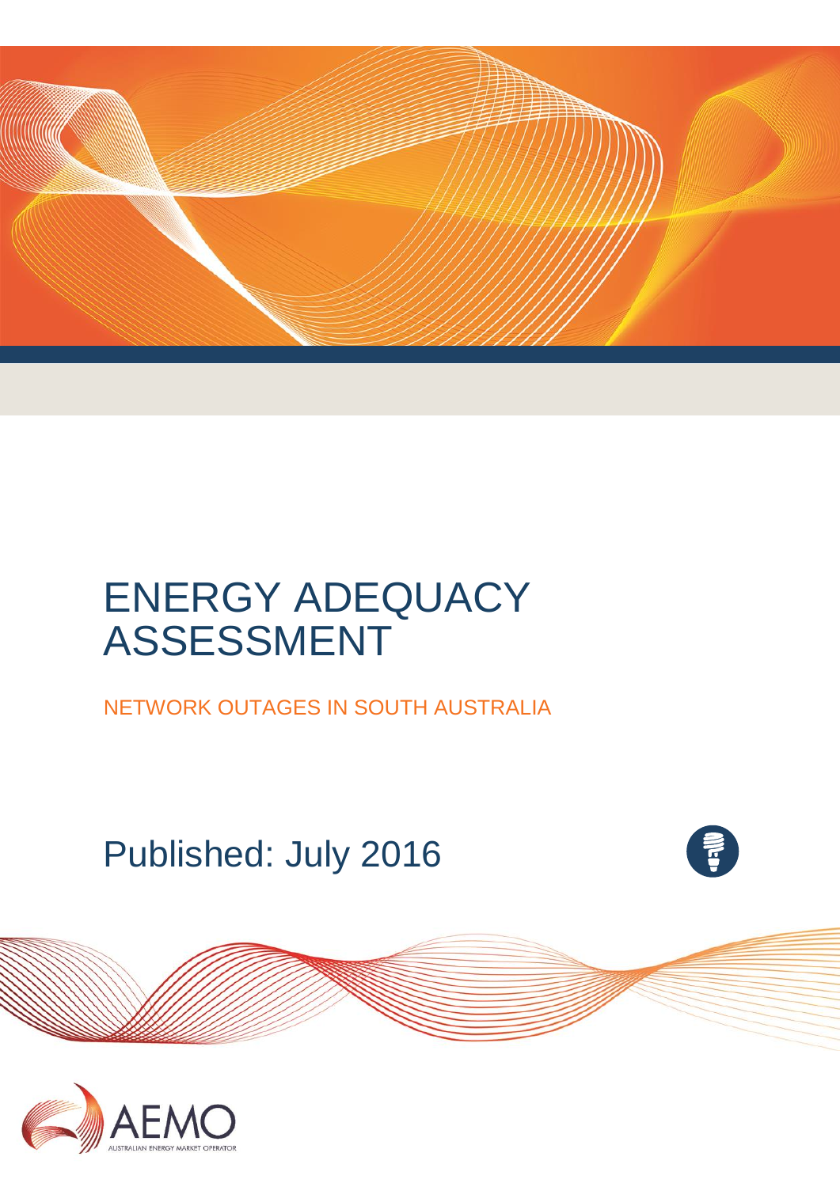# ENERGY ADEQUACY ASSESSMENT

## NETWORK OUTAGES IN SOUTH AUSTRALIA

Published: July 2016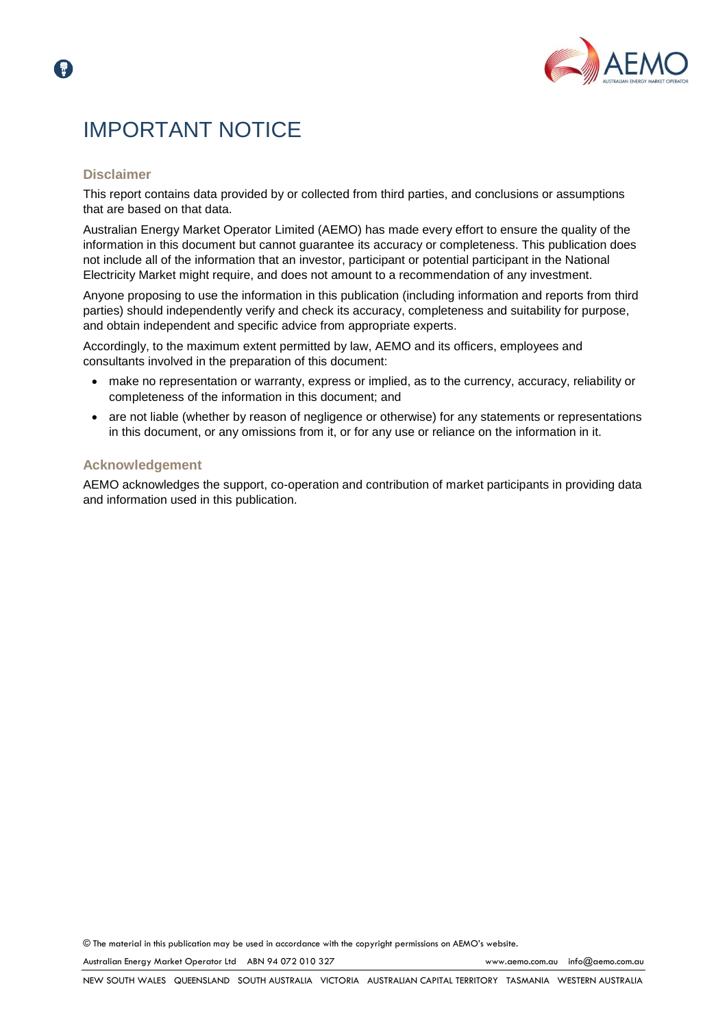# IMPORTANT NOTICE

## Disclaimer

This report contains data provided by or collected from third parties, and conclusions or assumptions that are based on that data.

Australian Energy Market Operator Limited (AEMO) has made every effort to ensure the quality of the information in this document but cannot guarantee its accuracy or completeness. This publication does not include all of the information that an investor, participant or potential participant in the National Electricity Market might require, and does not amount to a recommendation of any investment.

Anyone proposing to use the information in this publication (including information and reports from third parties) should independently verify and check its accuracy, completeness and suitability for purpose, and obtain independent and specific advice from appropriate experts.

Accordingly, to the maximum extent permitted by law, AEMO and its officers, employees and consultants involved in the preparation of this document:

- make no representation or warranty, express or implied, as to the currency, accuracy, reliability or completeness of the information in this document; and
- are not liable (whether by reason of negligence or otherwise) for any statements or representations in this document, or any omissions from it, or for any use or reliance on the information in it.

## Acknowledgement

AEMO acknowledges the support, co-operation and contribution of market participants in providing data and information used in this publication.

© The material in this publication may be used in accordance with the copyright permissions on AEMO's website.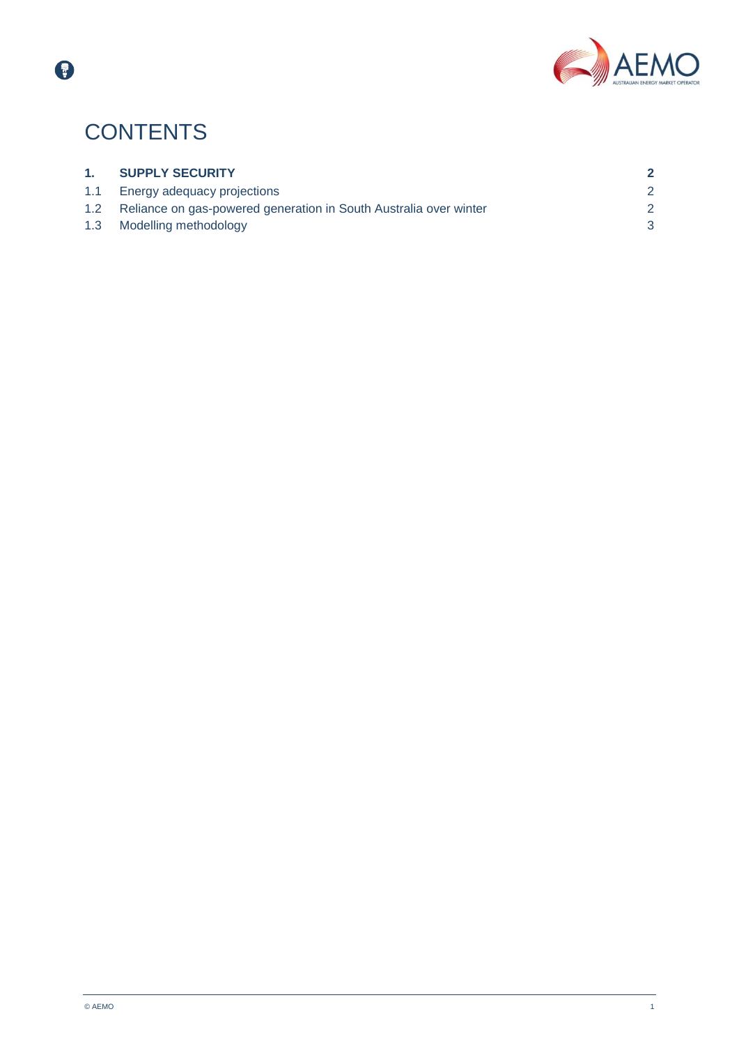# CONTENTS

| | | |
|---|---|---|
| **1.** | **SUPPLY SECURITY** | **2** |
| 1.1 | Energy adequacy projections | 2 |
| 1.2 | Reliance on gas-powered generation in South Australia over winter | 2 |
| 1.3 | Modelling methodology | 3 |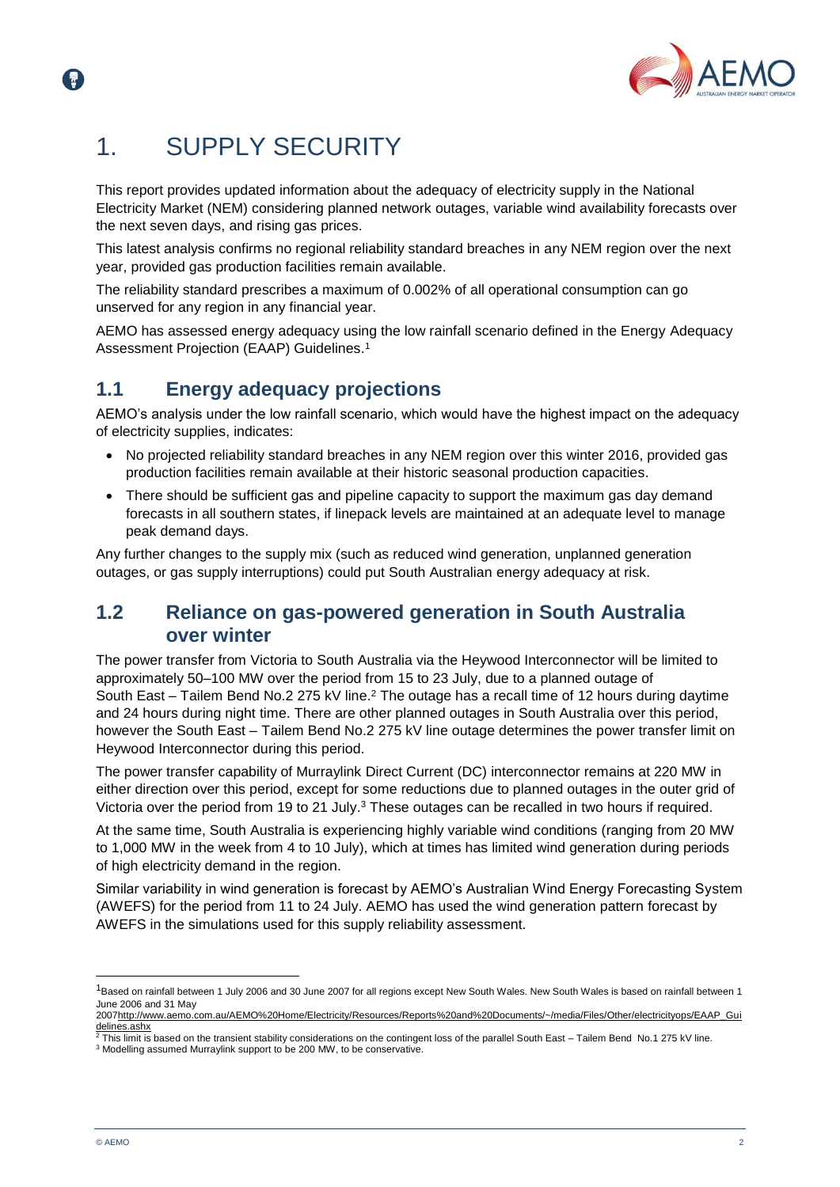# 1. SUPPLY SECURITY

This report provides updated information about the adequacy of electricity supply in the National Electricity Market (NEM) considering planned network outages, variable wind availability forecasts over the next seven days, and rising gas prices.

This latest analysis confirms no regional reliability standard breaches in any NEM region over the next year, provided gas production facilities remain available.

The reliability standard prescribes a maximum of 0.002% of all operational consumption can go unserved for any region in any financial year.

AEMO has assessed energy adequacy using the low rainfall scenario defined in the Energy Adequacy Assessment Projection (EAAP) Guidelines.[1]

## 1.1 Energy adequacy projections

AEMO's analysis under the low rainfall scenario, which would have the highest impact on the adequacy of electricity supplies, indicates:

- No projected reliability standard breaches in any NEM region over this winter 2016, provided gas production facilities remain available at their historic seasonal production capacities.
- There should be sufficient gas and pipeline capacity to support the maximum gas day demand forecasts in all southern states, if linepack levels are maintained at an adequate level to manage peak demand days.

Any further changes to the supply mix (such as reduced wind generation, unplanned generation outages, or gas supply interruptions) could put South Australian energy adequacy at risk.

## 1.2 Reliance on gas-powered generation in South Australia over winter

The power transfer from Victoria to South Australia via the Heywood Interconnector will be limited to approximately 50–100 MW over the period from 15 to 23 July, due to a planned outage of South East – Tailem Bend No.2 275 kV line.[2] The outage has a recall time of 12 hours during daytime and 24 hours during night time. There are other planned outages in South Australia over this period, however the South East – Tailem Bend No.2 275 kV line outage determines the power transfer limit on Heywood Interconnector during this period.

The power transfer capability of Murraylink Direct Current (DC) interconnector remains at 220 MW in either direction over this period, except for some reductions due to planned outages in the outer grid of Victoria over the period from 19 to 21 July.[3] These outages can be recalled in two hours if required.

At the same time, South Australia is experiencing highly variable wind conditions (ranging from 20 MW to 1,000 MW in the week from 4 to 10 July), which at times has limited wind generation during periods of high electricity demand in the region.

Similar variability in wind generation is forecast by AEMO's Australian Wind Energy Forecasting System (AWEFS) for the period from 11 to 24 July. AEMO has used the wind generation pattern forecast by AWEFS in the simulations used for this supply reliability assessment.

---

[1] Based on rainfall between 1 July 2006 and 30 June 2007 for all regions except New South Wales. New South Wales is based on rainfall between 1 June 2006 and 31 May 2007 http://www.aemo.com.au/AEMO%20Home/Electricity/Resources/Reports%20and%20Documents/~/media/Files/Other/electricityops/EAAP_Guidelines.ashx

[2] This limit is based on the transient stability considerations on the contingent loss of the parallel South East – Tailem Bend No.1 275 kV line.

[3] Modelling assumed Murraylink support to be 200 MW, to be conservative.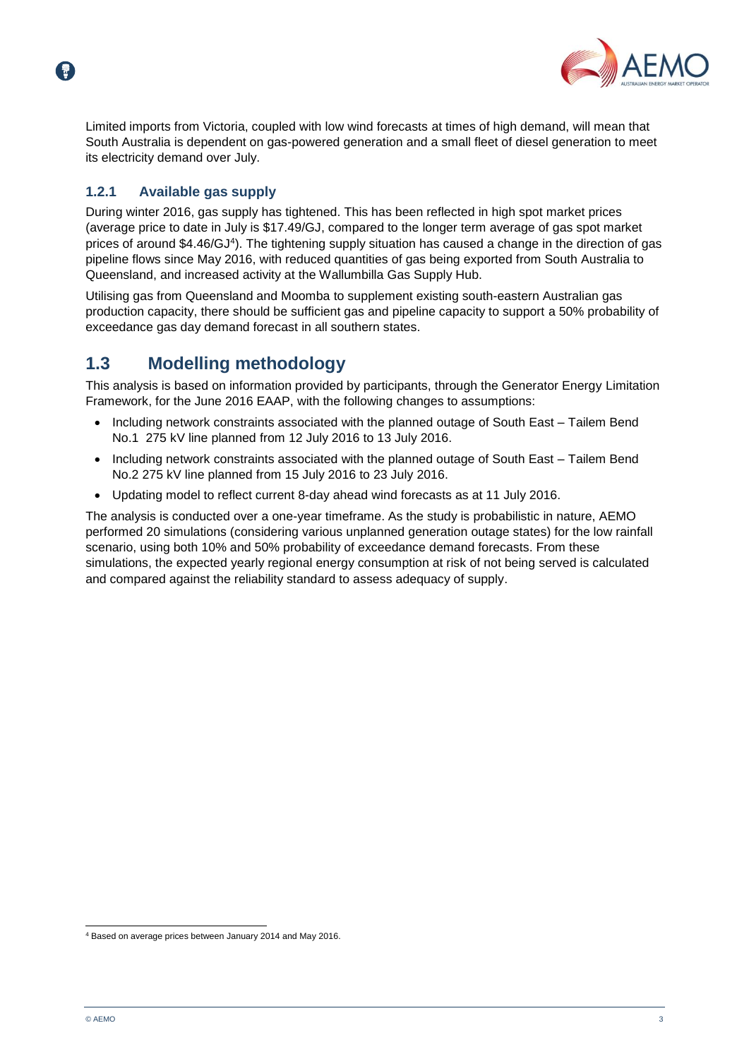Limited imports from Victoria, coupled with low wind forecasts at times of high demand, will mean that South Australia is dependent on gas-powered generation and a small fleet of diesel generation to meet its electricity demand over July.

### 1.2.1 Available gas supply

During winter 2016, gas supply has tightened. This has been reflected in high spot market prices (average price to date in July is $17.49/GJ, compared to the longer term average of gas spot market prices of around $4.46/GJ[4]). The tightening supply situation has caused a change in the direction of gas pipeline flows since May 2016, with reduced quantities of gas being exported from South Australia to Queensland, and increased activity at the Wallumbilla Gas Supply Hub.

Utilising gas from Queensland and Moomba to supplement existing south-eastern Australian gas production capacity, there should be sufficient gas and pipeline capacity to support a 50% probability of exceedance gas day demand forecast in all southern states.

## 1.3 Modelling methodology

This analysis is based on information provided by participants, through the Generator Energy Limitation Framework, for the June 2016 EAAP, with the following changes to assumptions:

- Including network constraints associated with the planned outage of South East – Tailem Bend No.1 275 kV line planned from 12 July 2016 to 13 July 2016.
- Including network constraints associated with the planned outage of South East – Tailem Bend No.2 275 kV line planned from 15 July 2016 to 23 July 2016.
- Updating model to reflect current 8-day ahead wind forecasts as at 11 July 2016.

The analysis is conducted over a one-year timeframe. As the study is probabilistic in nature, AEMO performed 20 simulations (considering various unplanned generation outage states) for the low rainfall scenario, using both 10% and 50% probability of exceedance demand forecasts. From these simulations, the expected yearly regional energy consumption at risk of not being served is calculated and compared against the reliability standard to assess adequacy of supply.

[4] Based on average prices between January 2014 and May 2016.